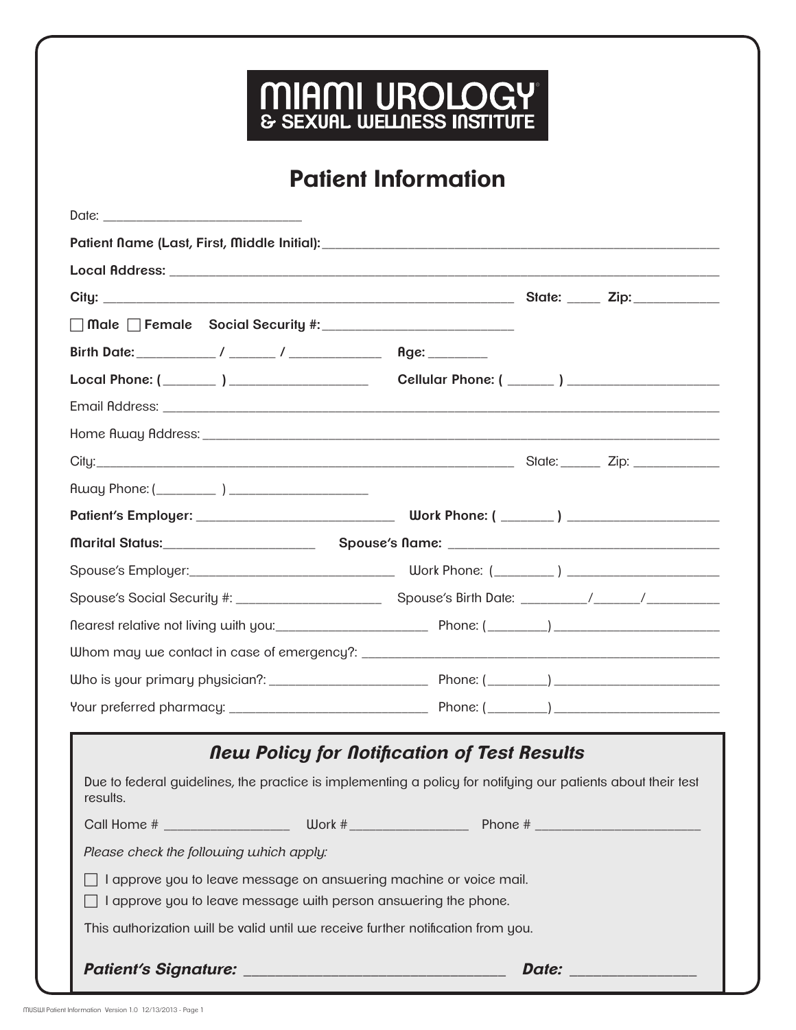# MIAMI UROLOGY
## & SEXUAL WELLNESS INSTITUTE

## Patient Information

Date: ______________________________

**Patient Name (Last, First, Middle Initial):** ______________________________

**Local Address:** ______________________________

**City:** ______________________________ **State:** _____ **Zip:** ____________

☐ **Male** ☐ **Female** **Social Security #:** ____________________________

**Birth Date:** ___________ / _______ / _____________ **Age:** ________

**Local Phone:** (_______ ) ____________________ **Cellular Phone:** ( ______ ) ______________________

Email Address: ______________________________

Home Away Address: ______________________________

City: ______________________________ State: ______ Zip: ____________

Away Phone: (________ ) ____________________

**Patient's Employer:** ____________________________ **Work Phone:** ( _______ ) ______________________

**Marital Status:** ______________________ **Spouse's Name:** ______________________________

Spouse's Employer: ______________________________ Work Phone: (________ ) ______________________

Spouse's Social Security #: _____________________ Spouse's Birth Date: _________/______/__________

Nearest relative not living with you: ______________________ Phone: (________) ________________________

Whom may we contact in case of emergency?: ______________________________

Who is your primary physician?: _______________________ Phone: (________) ________________________

Your preferred pharmacy: _____________________________ Phone: (________) ________________________

### *New Policy for Notification of Test Results*

Due to federal guidelines, the practice is implementing a policy for notifying our patients about their test results.

Call Home # __________________ Work # _________________ Phone # ________________________

*Please check the following which apply:*

☐ I approve you to leave message on answering machine or voice mail.

☐ I approve you to leave message with person answering the phone.

This authorization will be valid until we receive further notification from you.

***Patient's Signature:*** __________________________________ ***Date:*** ________________

MUSWI Patient Information Version 1.0 12/13/2013 - Page 1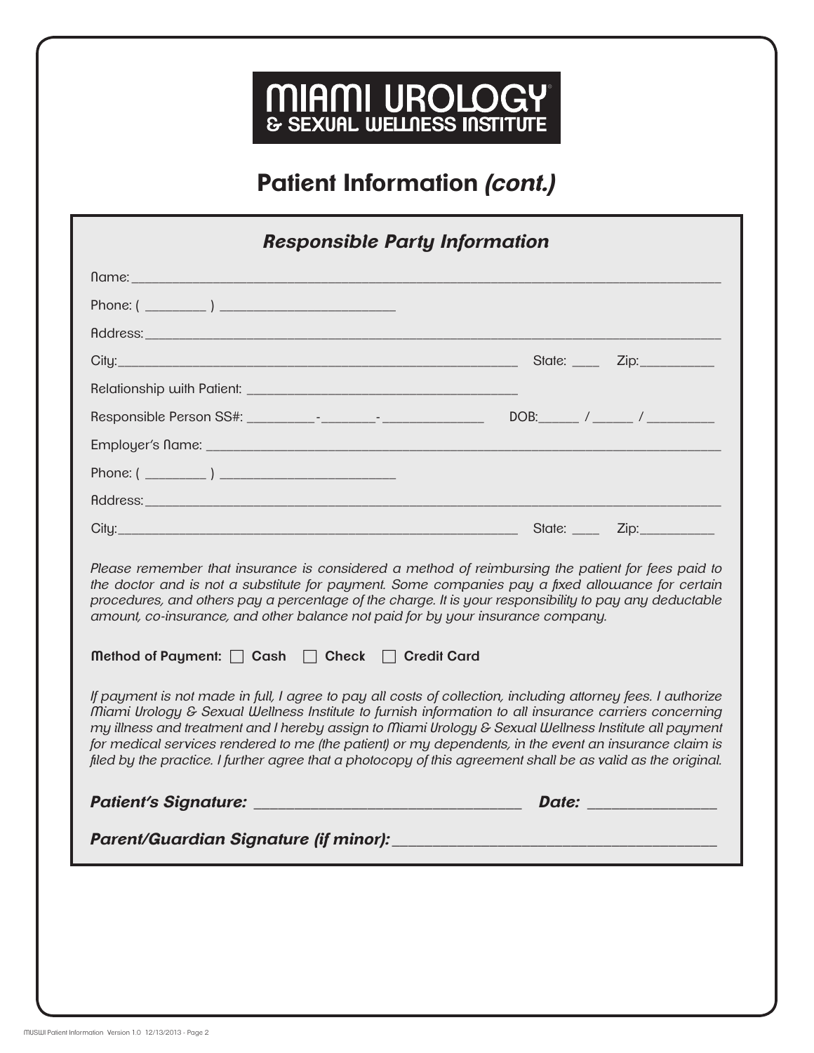**MIAMI UROLOGY®**
**& SEXUAL WELLNESS INSTITUTE**

# Patient Information *(cont.)*

## *Responsible Party Information*

Name: ______________________________________________________________

Phone: ( ________ ) ______________________

Address: ______________________________________________________________

City: ____________________________________________ State: ____ Zip: __________

Relationship with Patient: ____________________________________

Responsible Person SS#: _________-________-_____________ DOB: _____ / _____ / ________

Employer's Name: ______________________________________________________________

Phone: ( ________ ) ______________________

Address: ______________________________________________________________

City: ____________________________________________ State: ____ Zip: __________

*Please remember that insurance is considered a method of reimbursing the patient for fees paid to the doctor and is not a substitute for payment. Some companies pay a fixed allowance for certain procedures, and others pay a percentage of the charge. It is your responsibility to pay any deductable amount, co-insurance, and other balance not paid for by your insurance company.*

**Method of Payment:** ☐ **Cash** ☐ **Check** ☐ **Credit Card**

*If payment is not made in full, I agree to pay all costs of collection, including attorney fees. I authorize Miami Urology & Sexual Wellness Institute to furnish information to all insurance carriers concerning my illness and treatment and I hereby assign to Miami Urology & Sexual Wellness Institute all payment for medical services rendered to me (the patient) or my dependents, in the event an insurance claim is filed by the practice. I further agree that a photocopy of this agreement shall be as valid as the original.*

***Patient's Signature:*** ______________________________ ***Date:*** ______________

***Parent/Guardian Signature (if minor):*** ______________________________________

MUSWI Patient Information Version 1.0 12/13/2013 - Page 2